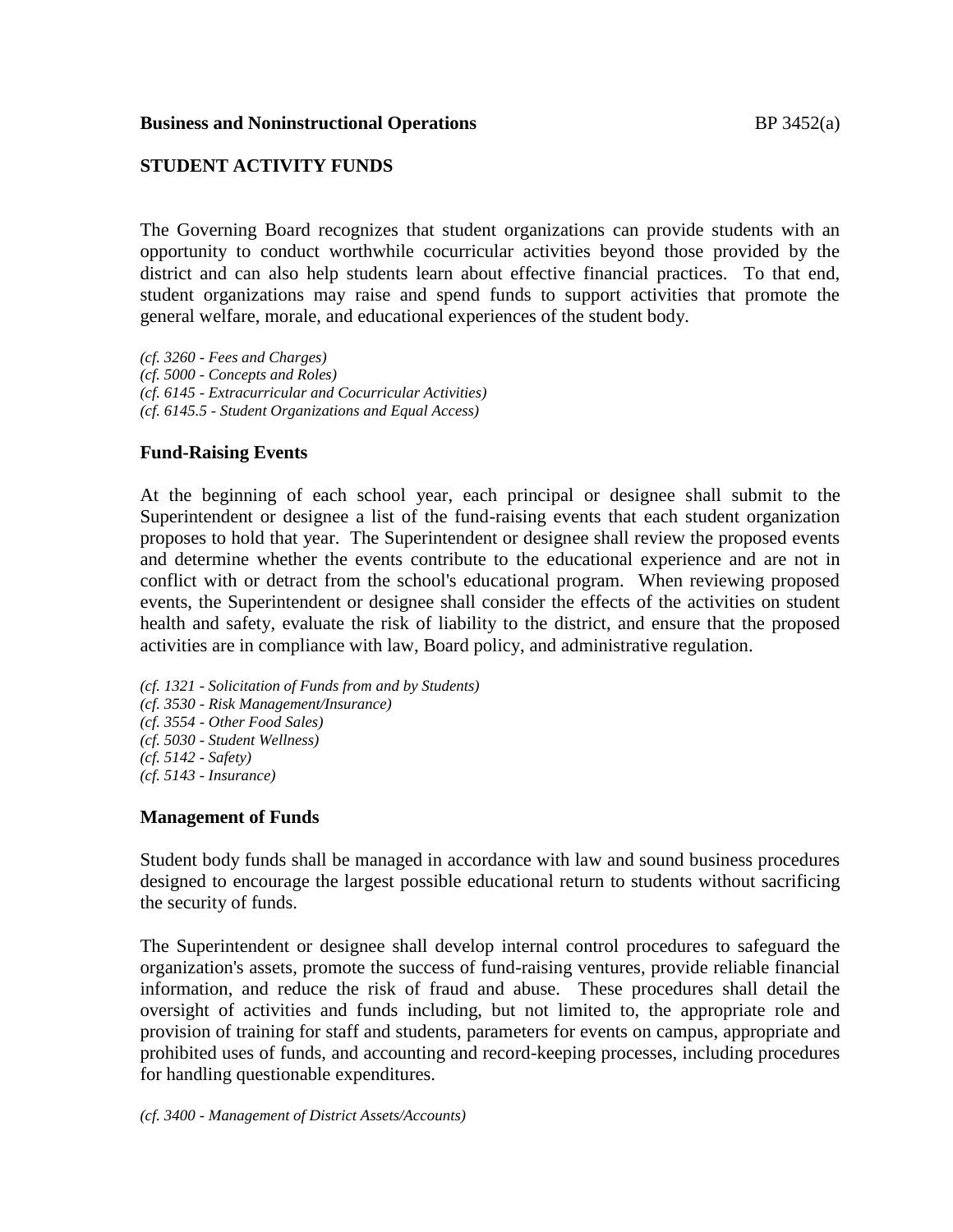**Business and Noninstructional Operations** BP 3452(a)

# STUDENT ACTIVITY FUNDS

The Governing Board recognizes that student organizations can provide students with an opportunity to conduct worthwhile cocurricular activities beyond those provided by the district and can also help students learn about effective financial practices. To that end, student organizations may raise and spend funds to support activities that promote the general welfare, morale, and educational experiences of the student body.

*(cf. 3260 - Fees and Charges)*
*(cf. 5000 - Concepts and Roles)*
*(cf. 6145 - Extracurricular and Cocurricular Activities)*
*(cf. 6145.5 - Student Organizations and Equal Access)*

## Fund-Raising Events

At the beginning of each school year, each principal or designee shall submit to the Superintendent or designee a list of the fund-raising events that each student organization proposes to hold that year. The Superintendent or designee shall review the proposed events and determine whether the events contribute to the educational experience and are not in conflict with or detract from the school's educational program. When reviewing proposed events, the Superintendent or designee shall consider the effects of the activities on student health and safety, evaluate the risk of liability to the district, and ensure that the proposed activities are in compliance with law, Board policy, and administrative regulation.

*(cf. 1321 - Solicitation of Funds from and by Students)*
*(cf. 3530 - Risk Management/Insurance)*
*(cf. 3554 - Other Food Sales)*
*(cf. 5030 - Student Wellness)*
*(cf. 5142 - Safety)*
*(cf. 5143 - Insurance)*

## Management of Funds

Student body funds shall be managed in accordance with law and sound business procedures designed to encourage the largest possible educational return to students without sacrificing the security of funds.

The Superintendent or designee shall develop internal control procedures to safeguard the organization's assets, promote the success of fund-raising ventures, provide reliable financial information, and reduce the risk of fraud and abuse. These procedures shall detail the oversight of activities and funds including, but not limited to, the appropriate role and provision of training for staff and students, parameters for events on campus, appropriate and prohibited uses of funds, and accounting and record-keeping processes, including procedures for handling questionable expenditures.

*(cf. 3400 - Management of District Assets/Accounts)*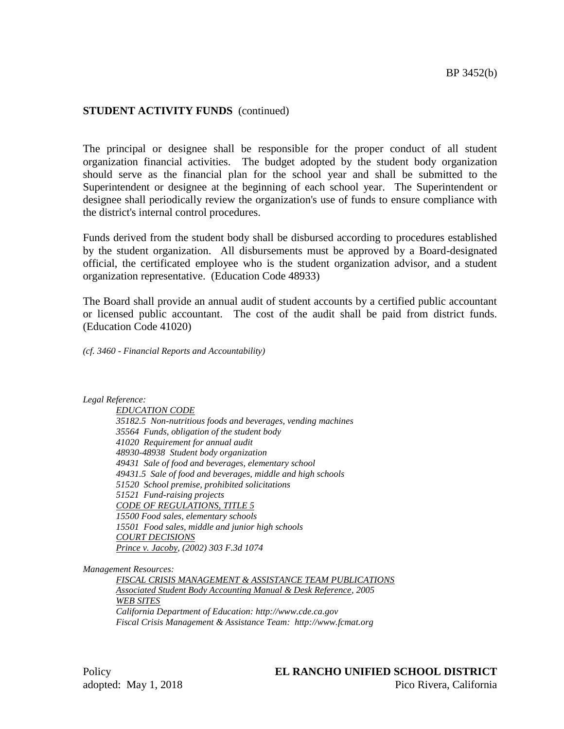**STUDENT ACTIVITY FUNDS** (continued)

The principal or designee shall be responsible for the proper conduct of all student organization financial activities. The budget adopted by the student body organization should serve as the financial plan for the school year and shall be submitted to the Superintendent or designee at the beginning of each school year. The Superintendent or designee shall periodically review the organization's use of funds to ensure compliance with the district's internal control procedures.

Funds derived from the student body shall be disbursed according to procedures established by the student organization. All disbursements must be approved by a Board-designated official, the certificated employee who is the student organization advisor, and a student organization representative. (Education Code 48933)

The Board shall provide an annual audit of student accounts by a certified public accountant or licensed public accountant. The cost of the audit shall be paid from district funds. (Education Code 41020)

*(cf. 3460 - Financial Reports and Accountability)*

*Legal Reference:*

*EDUCATION CODE*
*35182.5 Non-nutritious foods and beverages, vending machines*
*35564 Funds, obligation of the student body*
*41020 Requirement for annual audit*
*48930-48938 Student body organization*
*49431 Sale of food and beverages, elementary school*
*49431.5 Sale of food and beverages, middle and high schools*
*51520 School premise, prohibited solicitations*
*51521 Fund-raising projects*
*CODE OF REGULATIONS, TITLE 5*
*15500 Food sales, elementary schools*
*15501 Food sales, middle and junior high schools*
*COURT DECISIONS*
*Prince v. Jacoby, (2002) 303 F.3d 1074*

*Management Resources:*

*FISCAL CRISIS MANAGEMENT & ASSISTANCE TEAM PUBLICATIONS*
*Associated Student Body Accounting Manual & Desk Reference, 2005*
*WEB SITES*
*California Department of Education: http://www.cde.ca.gov*
*Fiscal Crisis Management & Assistance Team: http://www.fcmat.org*

Policy
adopted: May 1, 2018

**EL RANCHO UNIFIED SCHOOL DISTRICT**
Pico Rivera, California